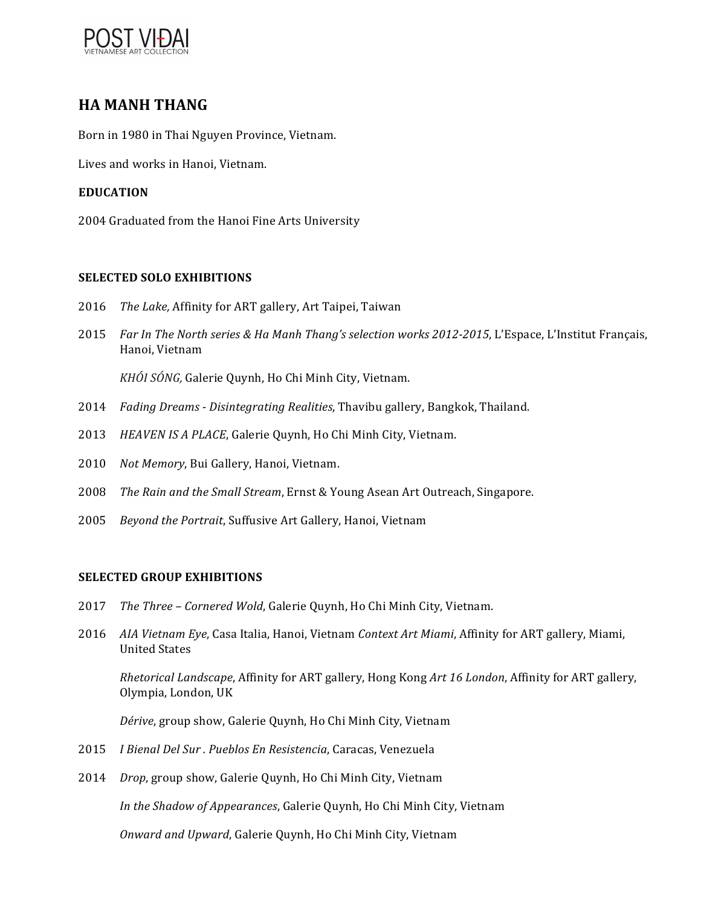# HA MANH THANG

Born in 1980 in Thai Nguyen Province, Vietnam.

Lives and works in Hanoi, Vietnam.

**EDUCATION**

2004 Graduated from the Hanoi Fine Arts University

**SELECTED SOLO EXHIBITIONS**

2016 *The Lake,* Affinity for ART gallery, Art Taipei, Taiwan

2015 *Far In The North series & Ha Manh Thang's selection works 2012-2015*, L'Espace, L'Institut Français, Hanoi, Vietnam

*KHÓI SÓNG,* Galerie Quynh, Ho Chi Minh City, Vietnam.

2014 *Fading Dreams - Disintegrating Realities*, Thavibu gallery, Bangkok, Thailand.

2013 *HEAVEN IS A PLACE*, Galerie Quynh, Ho Chi Minh City, Vietnam.

2010 *Not Memory*, Bui Gallery, Hanoi, Vietnam.

2008 *The Rain and the Small Stream*, Ernst & Young Asean Art Outreach, Singapore.

2005 *Beyond the Portrait*, Suffusive Art Gallery, Hanoi, Vietnam

**SELECTED GROUP EXHIBITIONS**

2017 *The Three – Cornered Wold*, Galerie Quynh, Ho Chi Minh City, Vietnam.

2016 *AIA Vietnam Eye*, Casa Italia, Hanoi, Vietnam *Context Art Miami*, Affinity for ART gallery, Miami, United States

*Rhetorical Landscape*, Affinity for ART gallery, Hong Kong *Art 16 London*, Affinity for ART gallery, Olympia, London, UK

*Dérive*, group show, Galerie Quynh, Ho Chi Minh City, Vietnam

2015 *I Bienal Del Sur . Pueblos En Resistencia*, Caracas, Venezuela

2014 *Drop*, group show, Galerie Quynh, Ho Chi Minh City, Vietnam

*In the Shadow of Appearances*, Galerie Quynh, Ho Chi Minh City, Vietnam

*Onward and Upward*, Galerie Quynh, Ho Chi Minh City, Vietnam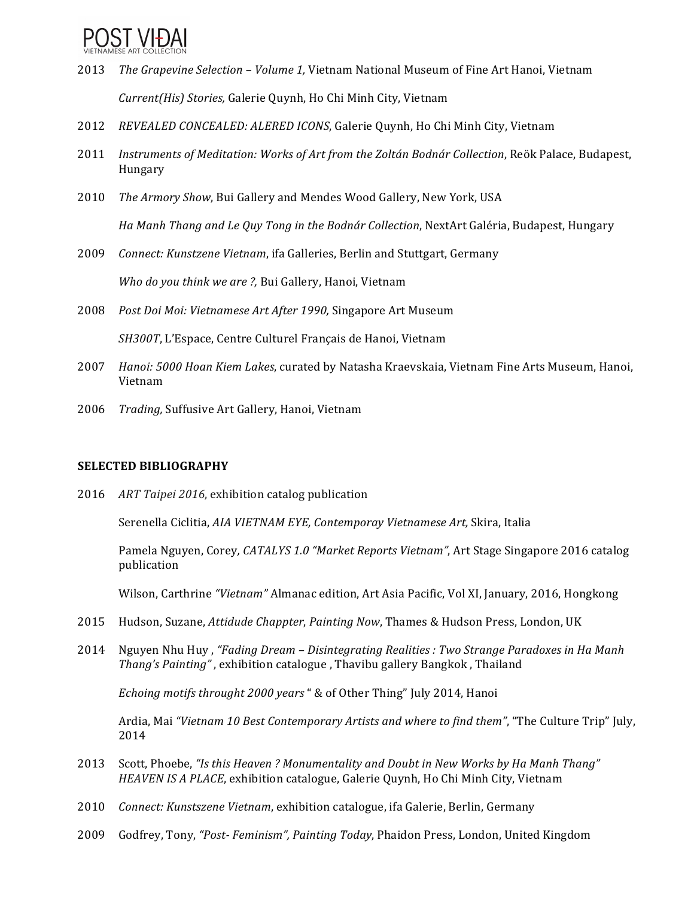2013 *The Grapevine Selection – Volume 1,* Vietnam National Museum of Fine Art Hanoi, Vietnam

*Current(His) Stories,* Galerie Quynh, Ho Chi Minh City, Vietnam

2012 *REVEALED CONCEALED: ALERED ICONS*, Galerie Quynh, Ho Chi Minh City, Vietnam

2011 *Instruments of Meditation: Works of Art from the Zoltán Bodnár Collection*, Reök Palace, Budapest, Hungary

2010 *The Armory Show*, Bui Gallery and Mendes Wood Gallery, New York, USA

*Ha Manh Thang and Le Quy Tong in the Bodnár Collection*, NextArt Galéria, Budapest, Hungary

2009 *Connect: Kunstzene Vietnam*, ifa Galleries, Berlin and Stuttgart, Germany

*Who do you think we are ?,* Bui Gallery, Hanoi, Vietnam

2008 *Post Doi Moi: Vietnamese Art After 1990,* Singapore Art Museum

*SH300T*, L'Espace, Centre Culturel Français de Hanoi, Vietnam

2007 *Hanoi: 5000 Hoan Kiem Lakes*, curated by Natasha Kraevskaia, Vietnam Fine Arts Museum, Hanoi, Vietnam

2006 *Trading,* Suffusive Art Gallery, Hanoi, Vietnam

**SELECTED BIBLIOGRAPHY**

2016 *ART Taipei 2016*, exhibition catalog publication

Serenella Ciclitia, *AIA VIETNAM EYE, Contemporay Vietnamese Art,* Skira, Italia

Pamela Nguyen, Corey*, CATALYS 1.0 "Market Reports Vietnam"*, Art Stage Singapore 2016 catalog publication

Wilson, Carthrine *"Vietnam"* Almanac edition, Art Asia Pacific, Vol XI, January, 2016, Hongkong

2015 Hudson, Suzane, *Attidude Chappter*, *Painting Now*, Thames & Hudson Press, London, UK

2014 Nguyen Nhu Huy , *"Fading Dream – Disintegrating Realities : Two Strange Paradoxes in Ha Manh Thang's Painting"* , exhibition catalogue , Thavibu gallery Bangkok , Thailand

*Echoing motifs throught 2000 years* " & of Other Thing" July 2014, Hanoi

Ardia, Mai *"Vietnam 10 Best Contemporary Artists and where to find them"*, "The Culture Trip" July, 2014

2013 Scott, Phoebe, *"Is this Heaven ? Monumentality and Doubt in New Works by Ha Manh Thang" HEAVEN IS A PLACE*, exhibition catalogue, Galerie Quynh, Ho Chi Minh City, Vietnam

2010 *Connect: Kunstszene Vietnam*, exhibition catalogue, ifa Galerie, Berlin, Germany

2009 Godfrey, Tony, *"Post- Feminism", Painting Today*, Phaidon Press, London, United Kingdom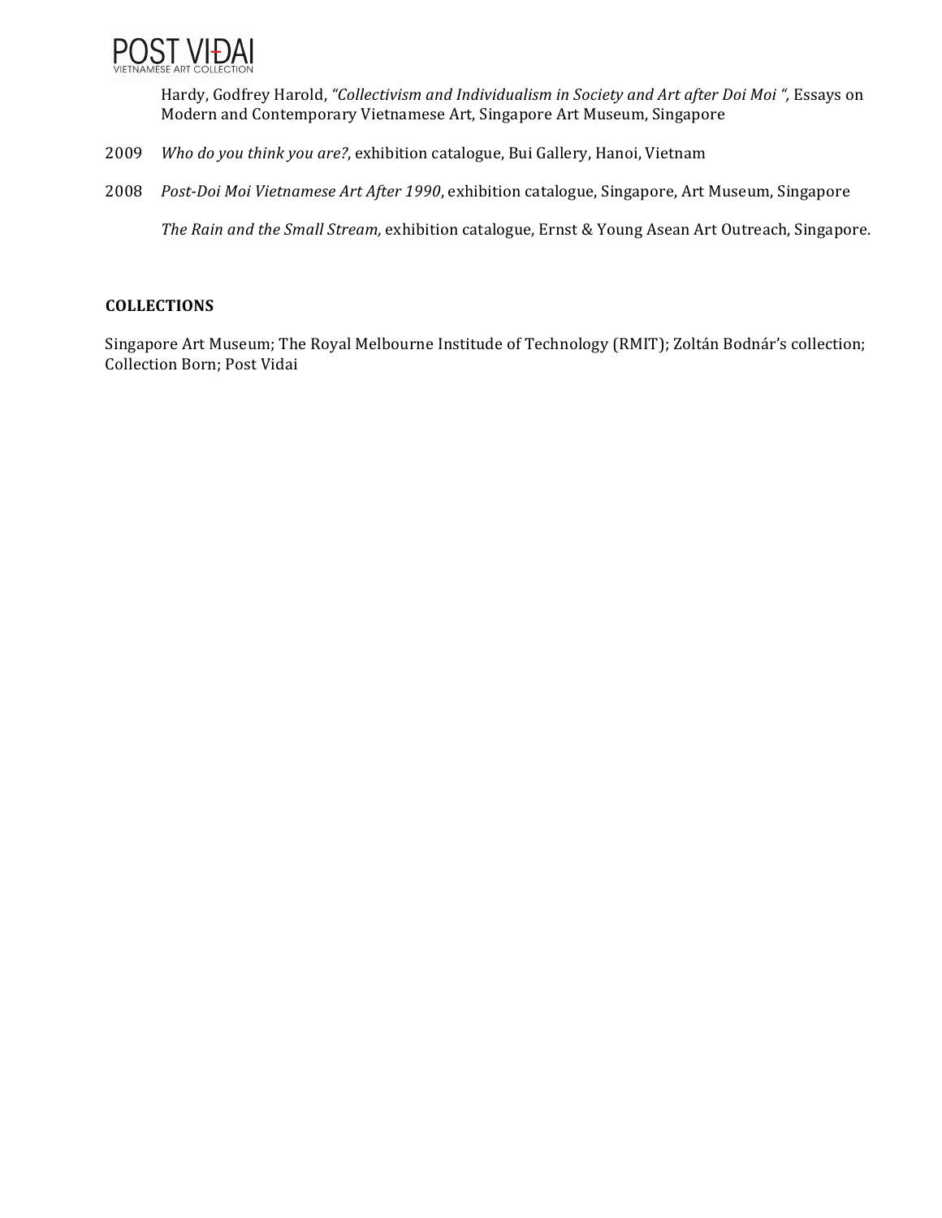Hardy, Godfrey Harold, *"Collectivism and Individualism in Society and Art after Doi Moi ",* Essays on Modern and Contemporary Vietnamese Art, Singapore Art Museum, Singapore

2009 *Who do you think you are?*, exhibition catalogue, Bui Gallery, Hanoi, Vietnam

2008 *Post-Doi Moi Vietnamese Art After 1990*, exhibition catalogue, Singapore, Art Museum, Singapore

*The Rain and the Small Stream,* exhibition catalogue, Ernst & Young Asean Art Outreach, Singapore.

**COLLECTIONS**

Singapore Art Museum; The Royal Melbourne Institute of Technology (RMIT); Zoltán Bodnár's collection; Collection Born; Post Vidai